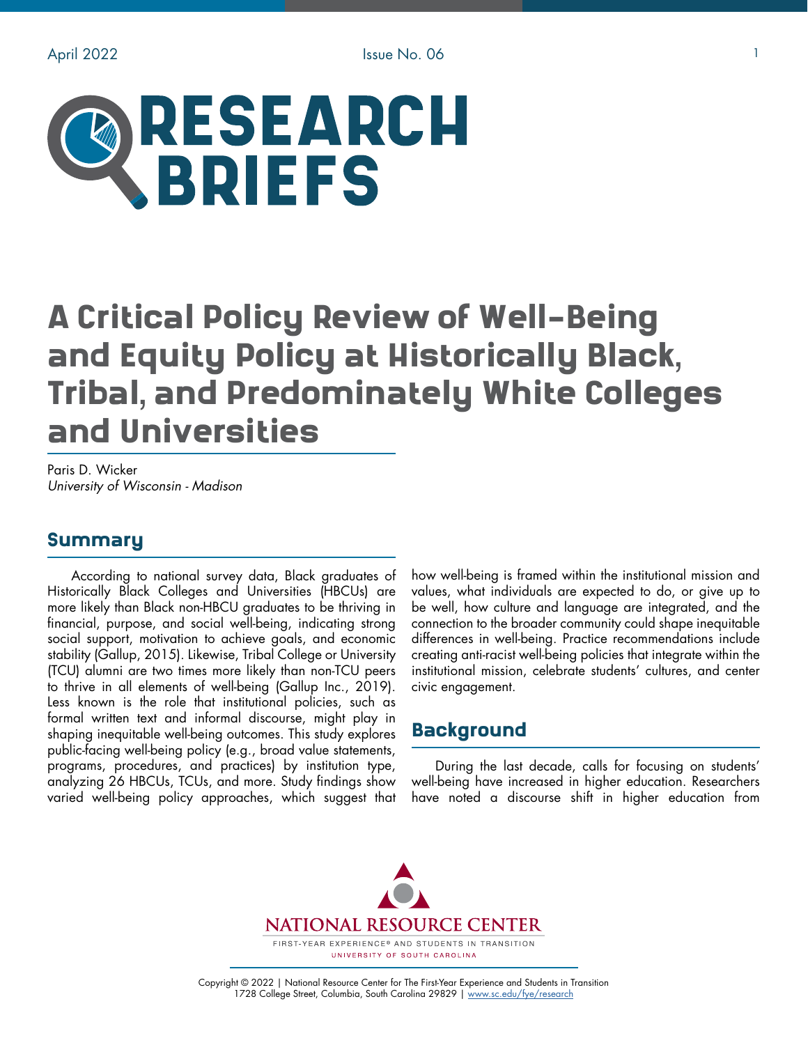# RESEARCH BRIEFS

# A Critical Policy Review of Well-Being and Equity Policy at Historically Black, Tribal, and Predominately White Colleges and Universities

Paris D. Wicker
*University of Wisconsin - Madison*

## Summary

According to national survey data, Black graduates of Historically Black Colleges and Universities (HBCUs) are more likely than Black non-HBCU graduates to be thriving in financial, purpose, and social well-being, indicating strong social support, motivation to achieve goals, and economic stability (Gallup, 2015). Likewise, Tribal College or University (TCU) alumni are two times more likely than non-TCU peers to thrive in all elements of well-being (Gallup Inc., 2019). Less known is the role that institutional policies, such as formal written text and informal discourse, might play in shaping inequitable well-being outcomes. This study explores public-facing well-being policy (e.g., broad value statements, programs, procedures, and practices) by institution type, analyzing 26 HBCUs, TCUs, and more. Study findings show varied well-being policy approaches, which suggest that how well-being is framed within the institutional mission and values, what individuals are expected to do, or give up to be well, how culture and language are integrated, and the connection to the broader community could shape inequitable differences in well-being. Practice recommendations include creating anti-racist well-being policies that integrate within the institutional mission, celebrate students' cultures, and center civic engagement.

## Background

During the last decade, calls for focusing on students' well-being have increased in higher education. Researchers have noted a discourse shift in higher education from

NATIONAL RESOURCE CENTER
FIRST-YEAR EXPERIENCE® AND STUDENTS IN TRANSITION
UNIVERSITY OF SOUTH CAROLINA

Copyright © 2022 | National Resource Center for The First-Year Experience and Students in Transition
1728 College Street, Columbia, South Carolina 29829 | www.sc.edu/fye/research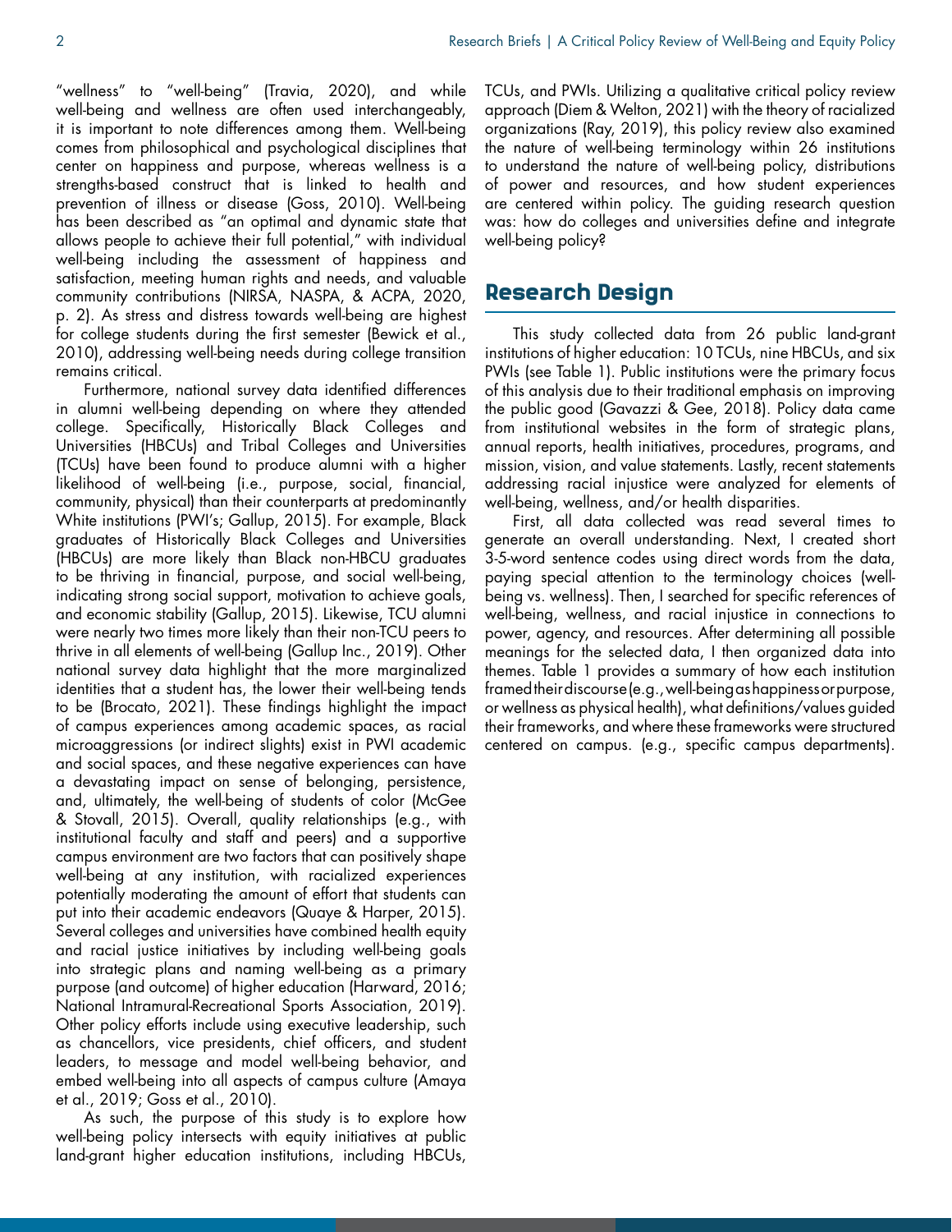"wellness" to "well-being" (Travia, 2020), and while well-being and wellness are often used interchangeably, it is important to note differences among them. Well-being comes from philosophical and psychological disciplines that center on happiness and purpose, whereas wellness is a strengths-based construct that is linked to health and prevention of illness or disease (Goss, 2010). Well-being has been described as "an optimal and dynamic state that allows people to achieve their full potential," with individual well-being including the assessment of happiness and satisfaction, meeting human rights and needs, and valuable community contributions (NIRSA, NASPA, & ACPA, 2020, p. 2). As stress and distress towards well-being are highest for college students during the first semester (Bewick et al., 2010), addressing well-being needs during college transition remains critical.

Furthermore, national survey data identified differences in alumni well-being depending on where they attended college. Specifically, Historically Black Colleges and Universities (HBCUs) and Tribal Colleges and Universities (TCUs) have been found to produce alumni with a higher likelihood of well-being (i.e., purpose, social, financial, community, physical) than their counterparts at predominantly White institutions (PWI's; Gallup, 2015). For example, Black graduates of Historically Black Colleges and Universities (HBCUs) are more likely than Black non-HBCU graduates to be thriving in financial, purpose, and social well-being, indicating strong social support, motivation to achieve goals, and economic stability (Gallup, 2015). Likewise, TCU alumni were nearly two times more likely than their non-TCU peers to thrive in all elements of well-being (Gallup Inc., 2019). Other national survey data highlight that the more marginalized identities that a student has, the lower their well-being tends to be (Brocato, 2021). These findings highlight the impact of campus experiences among academic spaces, as racial microaggressions (or indirect slights) exist in PWI academic and social spaces, and these negative experiences can have a devastating impact on sense of belonging, persistence, and, ultimately, the well-being of students of color (McGee & Stovall, 2015). Overall, quality relationships (e.g., with institutional faculty and staff and peers) and a supportive campus environment are two factors that can positively shape well-being at any institution, with racialized experiences potentially moderating the amount of effort that students can put into their academic endeavors (Quaye & Harper, 2015). Several colleges and universities have combined health equity and racial justice initiatives by including well-being goals into strategic plans and naming well-being as a primary purpose (and outcome) of higher education (Harward, 2016; National Intramural-Recreational Sports Association, 2019). Other policy efforts include using executive leadership, such as chancellors, vice presidents, chief officers, and student leaders, to message and model well-being behavior, and embed well-being into all aspects of campus culture (Amaya et al., 2019; Goss et al., 2010).

As such, the purpose of this study is to explore how well-being policy intersects with equity initiatives at public land-grant higher education institutions, including HBCUs, TCUs, and PWIs. Utilizing a qualitative critical policy review approach (Diem & Welton, 2021) with the theory of racialized organizations (Ray, 2019), this policy review also examined the nature of well-being terminology within 26 institutions to understand the nature of well-being policy, distributions of power and resources, and how student experiences are centered within policy. The guiding research question was: how do colleges and universities define and integrate well-being policy?

## Research Design

This study collected data from 26 public land-grant institutions of higher education: 10 TCUs, nine HBCUs, and six PWIs (see Table 1). Public institutions were the primary focus of this analysis due to their traditional emphasis on improving the public good (Gavazzi & Gee, 2018). Policy data came from institutional websites in the form of strategic plans, annual reports, health initiatives, procedures, programs, and mission, vision, and value statements. Lastly, recent statements addressing racial injustice were analyzed for elements of well-being, wellness, and/or health disparities.

First, all data collected was read several times to generate an overall understanding. Next, I created short 3-5-word sentence codes using direct words from the data, paying special attention to the terminology choices (well-being vs. wellness). Then, I searched for specific references of well-being, wellness, and racial injustice in connections to power, agency, and resources. After determining all possible meanings for the selected data, I then organized data into themes. Table 1 provides a summary of how each institution framed their discourse (e.g., well-being as happiness or purpose, or wellness as physical health), what definitions/values guided their frameworks, and where these frameworks were structured centered on campus. (e.g., specific campus departments).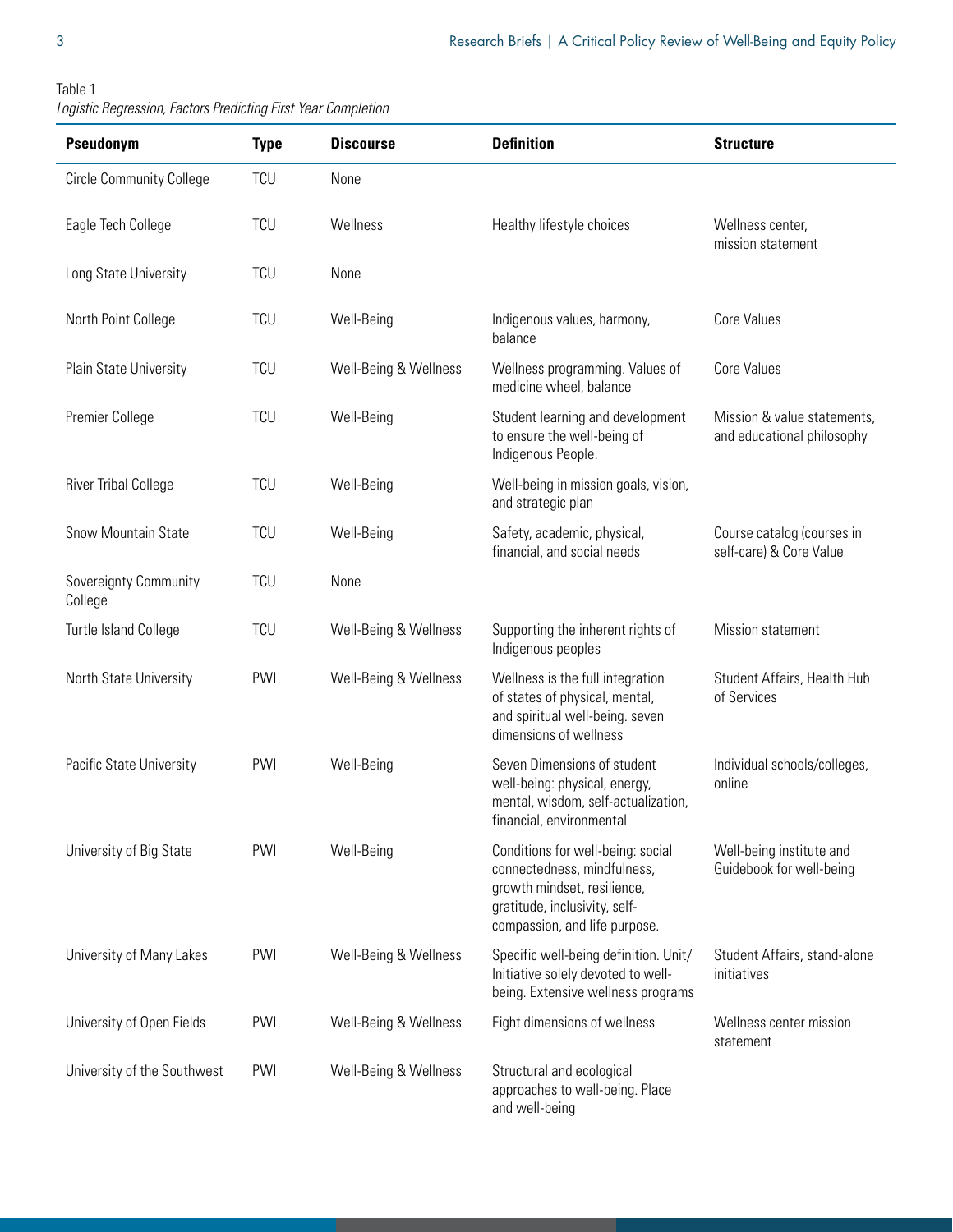Table 1
*Logistic Regression, Factors Predicting First Year Completion*

| Pseudonym | Type | Discourse | Definition | Structure |
|---|---|---|---|---|
| Circle Community College | TCU | None | | |
| Eagle Tech College | TCU | Wellness | Healthy lifestyle choices | Wellness center, mission statement |
| Long State University | TCU | None | | |
| North Point College | TCU | Well-Being | Indigenous values, harmony, balance | Core Values |
| Plain State University | TCU | Well-Being & Wellness | Wellness programming. Values of medicine wheel, balance | Core Values |
| Premier College | TCU | Well-Being | Student learning and development to ensure the well-being of Indigenous People. | Mission & value statements, and educational philosophy |
| River Tribal College | TCU | Well-Being | Well-being in mission goals, vision, and strategic plan | |
| Snow Mountain State | TCU | Well-Being | Safety, academic, physical, financial, and social needs | Course catalog (courses in self-care) & Core Value |
| Sovereignty Community College | TCU | None | | |
| Turtle Island College | TCU | Well-Being & Wellness | Supporting the inherent rights of Indigenous peoples | Mission statement |
| North State University | PWI | Well-Being & Wellness | Wellness is the full integration of states of physical, mental, and spiritual well-being. seven dimensions of wellness | Student Affairs, Health Hub of Services |
| Pacific State University | PWI | Well-Being | Seven Dimensions of student well-being: physical, energy, mental, wisdom, self-actualization, financial, environmental | Individual schools/colleges, online |
| University of Big State | PWI | Well-Being | Conditions for well-being: social connectedness, mindfulness, growth mindset, resilience, gratitude, inclusivity, self-compassion, and life purpose. | Well-being institute and Guidebook for well-being |
| University of Many Lakes | PWI | Well-Being & Wellness | Specific well-being definition. Unit/Initiative solely devoted to well-being. Extensive wellness programs | Student Affairs, stand-alone initiatives |
| University of Open Fields | PWI | Well-Being & Wellness | Eight dimensions of wellness | Wellness center mission statement |
| University of the Southwest | PWI | Well-Being & Wellness | Structural and ecological approaches to well-being. Place and well-being | |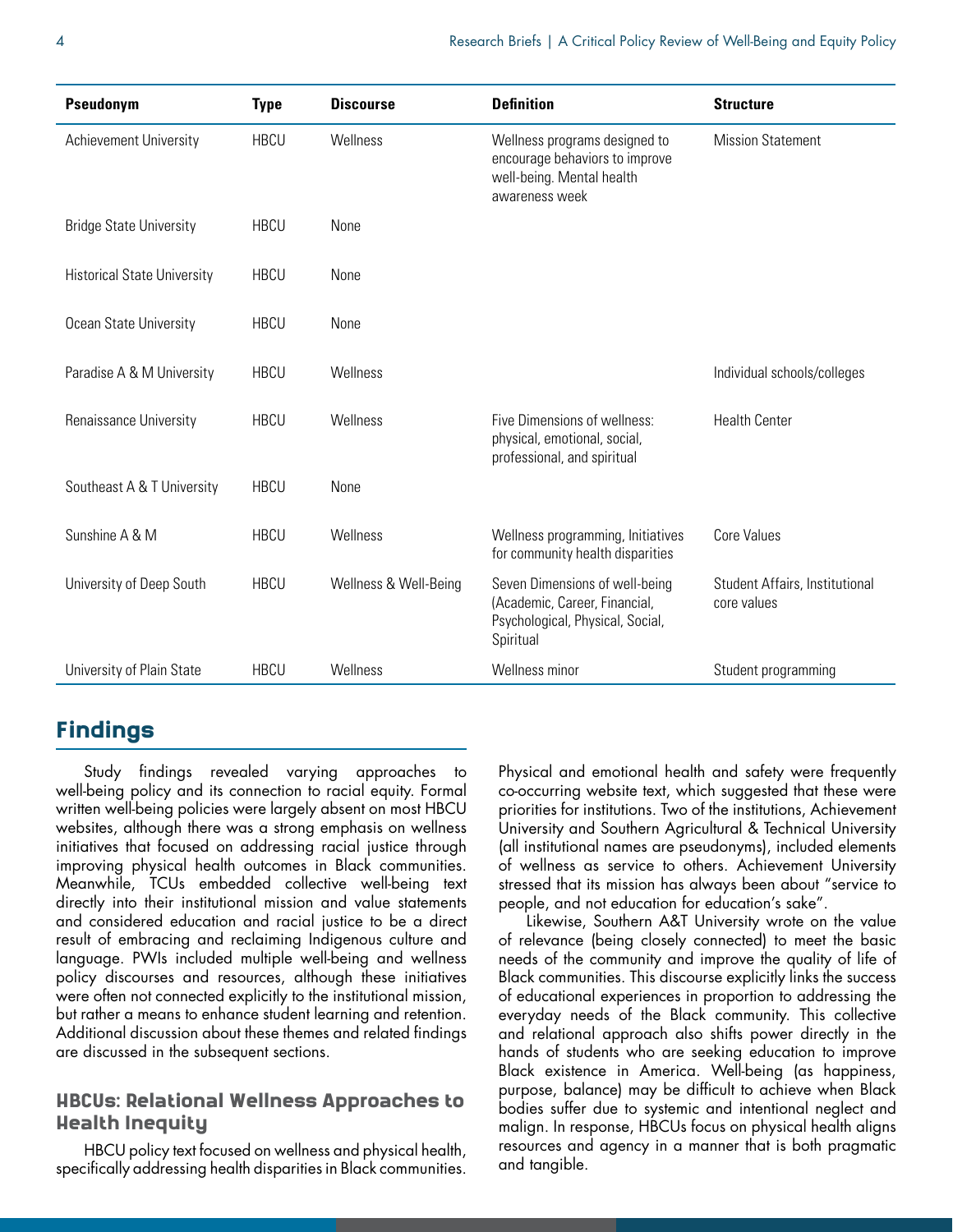| Pseudonym | Type | Discourse | Definition | Structure |
|---|---|---|---|---|
| Achievement University | HBCU | Wellness | Wellness programs designed to encourage behaviors to improve well-being. Mental health awareness week | Mission Statement |
| Bridge State University | HBCU | None | | |
| Historical State University | HBCU | None | | |
| Ocean State University | HBCU | None | | |
| Paradise A & M University | HBCU | Wellness | | Individual schools/colleges |
| Renaissance University | HBCU | Wellness | Five Dimensions of wellness: physical, emotional, social, professional, and spiritual | Health Center |
| Southeast A & T University | HBCU | None | | |
| Sunshine A & M | HBCU | Wellness | Wellness programming, Initiatives for community health disparities | Core Values |
| University of Deep South | HBCU | Wellness & Well-Being | Seven Dimensions of well-being (Academic, Career, Financial, Psychological, Physical, Social, Spiritual | Student Affairs, Institutional core values |
| University of Plain State | HBCU | Wellness | Wellness minor | Student programming |

## Findings

Study findings revealed varying approaches to well-being policy and its connection to racial equity. Formal written well-being policies were largely absent on most HBCU websites, although there was a strong emphasis on wellness initiatives that focused on addressing racial justice through improving physical health outcomes in Black communities. Meanwhile, TCUs embedded collective well-being text directly into their institutional mission and value statements and considered education and racial justice to be a direct result of embracing and reclaiming Indigenous culture and language. PWIs included multiple well-being and wellness policy discourses and resources, although these initiatives were often not connected explicitly to the institutional mission, but rather a means to enhance student learning and retention. Additional discussion about these themes and related findings are discussed in the subsequent sections.

### HBCUs: Relational Wellness Approaches to Health Inequity

HBCU policy text focused on wellness and physical health, specifically addressing health disparities in Black communities. Physical and emotional health and safety were frequently co-occurring website text, which suggested that these were priorities for institutions. Two of the institutions, Achievement University and Southern Agricultural & Technical University (all institutional names are pseudonyms), included elements of wellness as service to others. Achievement University stressed that its mission has always been about "service to people, and not education for education's sake".

Likewise, Southern A&T University wrote on the value of relevance (being closely connected) to meet the basic needs of the community and improve the quality of life of Black communities. This discourse explicitly links the success of educational experiences in proportion to addressing the everyday needs of the Black community. This collective and relational approach also shifts power directly in the hands of students who are seeking education to improve Black existence in America. Well-being (as happiness, purpose, balance) may be difficult to achieve when Black bodies suffer due to systemic and intentional neglect and malign. In response, HBCUs focus on physical health aligns resources and agency in a manner that is both pragmatic and tangible.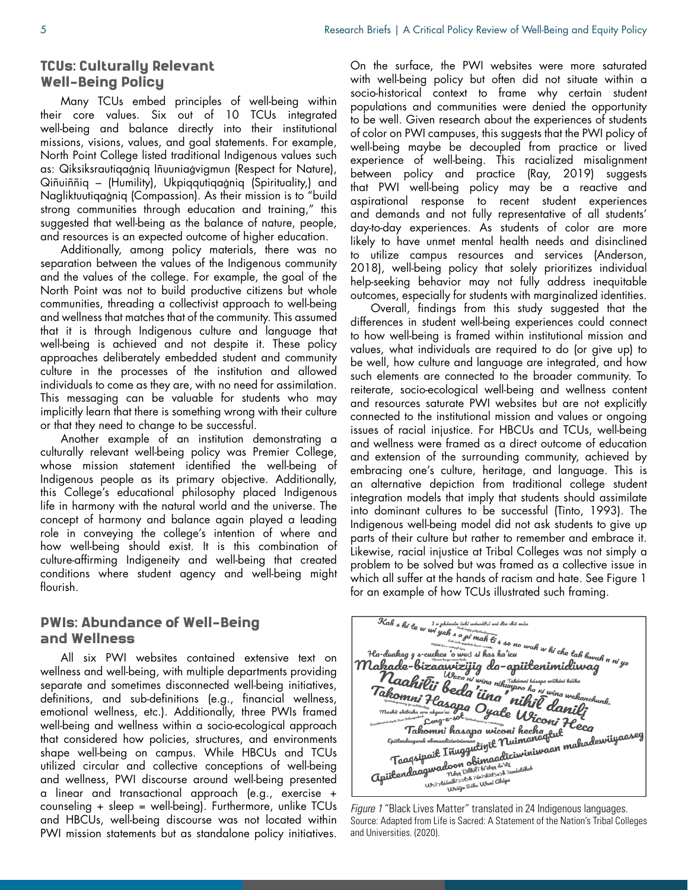## TCUs: Culturally Relevant Well-Being Policy

Many TCUs embed principles of well-being within their core values. Six out of 10 TCUs integrated well-being and balance directly into their institutional missions, visions, values, and goal statements. For example, North Point College listed traditional Indigenous values such as: Qiksiksrautiqaġniq Iñuuniaġvigmun (Respect for Nature), Qiñuiññiq – (Humility), Ukpiqqutiqaġniq (Spirituality,) and Nagliktuutiqaġniq (Compassion). As their mission is to "build strong communities through education and training," this suggested that well-being as the balance of nature, people, and resources is an expected outcome of higher education.

Additionally, among policy materials, there was no separation between the values of the Indigenous community and the values of the college. For example, the goal of the North Point was not to build productive citizens but whole communities, threading a collectivist approach to well-being and wellness that matches that of the community. This assumed that it is through Indigenous culture and language that well-being is achieved and not despite it. These policy approaches deliberately embedded student and community culture in the processes of the institution and allowed individuals to come as they are, with no need for assimilation. This messaging can be valuable for students who may implicitly learn that there is something wrong with their culture or that they need to change to be successful.

Another example of an institution demonstrating a culturally relevant well-being policy was Premier College, whose mission statement identified the well-being of Indigenous people as its primary objective. Additionally, this College's educational philosophy placed Indigenous life in harmony with the natural world and the universe. The concept of harmony and balance again played a leading role in conveying the college's intention of where and how well-being should exist. It is this combination of culture-affirming Indigeneity and well-being that created conditions where student agency and well-being might flourish.

## PWIs: Abundance of Well-Being and Wellness

All six PWI websites contained extensive text on wellness and well-being, with multiple departments providing separate and sometimes disconnected well-being initiatives, definitions, and sub-definitions (e.g., financial wellness, emotional wellness, etc.). Additionally, three PWIs framed well-being and wellness within a socio-ecological approach that considered how policies, structures, and environments shape well-being on campus. While HBCUs and TCUs utilized circular and collective conceptions of well-being and wellness, PWI discourse around well-being presented a linear and transactional approach (e.g., exercise + counseling + sleep = well-being). Furthermore, unlike TCUs and HBCUs, well-being discourse was not located within PWI mission statements but as standalone policy initiatives.

On the surface, the PWI websites were more saturated with well-being policy but often did not situate within a socio-historical context to frame why certain student populations and communities were denied the opportunity to be well. Given research about the experiences of students of color on PWI campuses, this suggests that the PWI policy of well-being maybe be decoupled from practice or lived experience of well-being. This racialized misalignment between policy and practice (Ray, 2019) suggests that PWI well-being policy may be a reactive and aspirational response to recent student experiences and demands and not fully representative of all students' day-to-day experiences. As students of color are more likely to have unmet mental health needs and disinclined to utilize campus resources and services (Anderson, 2018), well-being policy that solely prioritizes individual help-seeking behavior may not fully address inequitable outcomes, especially for students with marginalized identities.

Overall, findings from this study suggested that the differences in student well-being experiences could connect to how well-being is framed within institutional mission and values, what individuals are required to do (or give up) to be well, how culture and language are integrated, and how such elements are connected to the broader community. To reiterate, socio-ecological well-being and wellness content and resources saturate PWI websites but are not explicitly connected to the institutional mission and values or ongoing issues of racial injustice. For HBCUs and TCUs, well-being and wellness were framed as a direct outcome of education and extension of the surrounding community, achieved by embracing one's culture, heritage, and language. This is an alternative depiction from traditional college student integration models that imply that students should assimilate into dominant cultures to be successful (Tinto, 1993). The Indigenous well-being model did not ask students to give up parts of their culture but rather to remember and embrace it. Likewise, racial injustice at Tribal Colleges was not simply a problem to be solved but was framed as a collective issue in which all suffer at the hands of racism and hate. See Figure 1 for an example of how TCUs illustrated such framing.

*Figure 1* "Black Lives Matter" translated in 24 Indigenous languages. Source: Adapted from Life is Sacred: A Statement of the Nation's Tribal Colleges and Universities. (2020).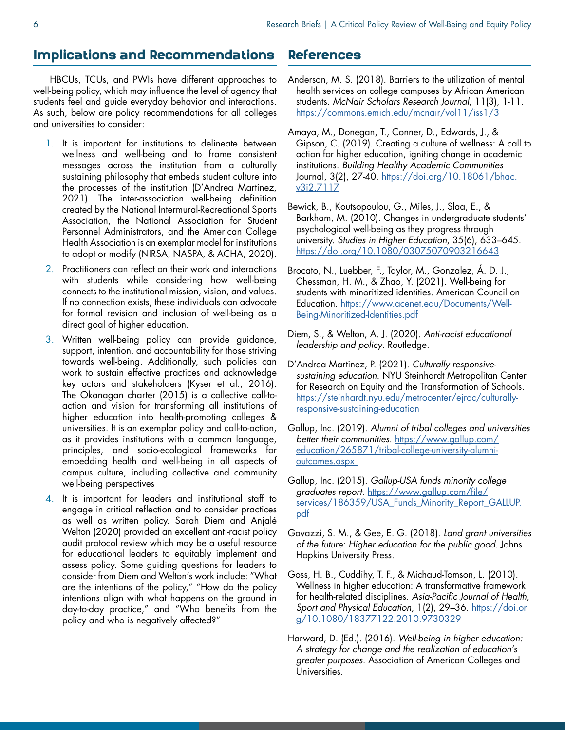## Implications and Recommendations

HBCUs, TCUs, and PWIs have different approaches to well-being policy, which may influence the level of agency that students feel and guide everyday behavior and interactions. As such, below are policy recommendations for all colleges and universities to consider:

1. It is important for institutions to delineate between wellness and well-being and to frame consistent messages across the institution from a culturally sustaining philosophy that embeds student culture into the processes of the institution (D'Andrea Martínez, 2021). The inter-association well-being definition created by the National Intermural-Recreational Sports Association, the National Association for Student Personnel Administrators, and the American College Health Association is an exemplar model for institutions to adopt or modify (NIRSA, NASPA, & ACHA, 2020).
2. Practitioners can reflect on their work and interactions with students while considering how well-being connects to the institutional mission, vision, and values. If no connection exists, these individuals can advocate for formal revision and inclusion of well-being as a direct goal of higher education.
3. Written well-being policy can provide guidance, support, intention, and accountability for those striving towards well-being. Additionally, such policies can work to sustain effective practices and acknowledge key actors and stakeholders (Kyser et al., 2016). The Okanagan charter (2015) is a collective call-to-action and vision for transforming all institutions of higher education into health-promoting colleges & universities. It is an exemplar policy and call-to-action, as it provides institutions with a common language, principles, and socio-ecological frameworks for embedding health and well-being in all aspects of campus culture, including collective and community well-being perspectives
4. It is important for leaders and institutional staff to engage in critical reflection and to consider practices as well as written policy. Sarah Diem and Anjalé Welton (2020) provided an excellent anti-racist policy audit protocol review which may be a useful resource for educational leaders to equitably implement and assess policy. Some guiding questions for leaders to consider from Diem and Welton's work include: "What are the intentions of the policy," "How do the policy intentions align with what happens on the ground in day-to-day practice," and "Who benefits from the policy and who is negatively affected?"

## References

Anderson, M. S. (2018). Barriers to the utilization of mental health services on college campuses by African American students. *McNair Scholars Research Journal*, 11(3), 1-11. https://commons.emich.edu/mcnair/vol11/iss1/3

Amaya, M., Donegan, T., Conner, D., Edwards, J., & Gipson, C. (2019). Creating a culture of wellness: A call to action for higher education, igniting change in academic institutions. *Building Healthy Academic Communities* Journal, 3(2), 27-40. https://doi.org/10.18061/bhac.v3i2.7117

Bewick, B., Koutsopoulou, G., Miles, J., Slaa, E., & Barkham, M. (2010). Changes in undergraduate students' psychological well-being as they progress through university. *Studies in Higher Education*, 35(6), 633–645. https://doi.org/10.1080/03075070903216643

Brocato, N., Luebber, F., Taylor, M., Gonzalez, Á. D. J., Chessman, H. M., & Zhao, Y. (2021). Well-being for students with minoritized identities. American Council on Education. https://www.acenet.edu/Documents/Well-Being-Minoritized-Identities.pdf

Diem, S., & Welton, A. J. (2020). *Anti-racist educational leadership and policy*. Routledge.

D'Andrea Martinez, P. (2021). *Culturally responsive-sustaining education*. NYU Steinhardt Metropolitan Center for Research on Equity and the Transformation of Schools. https://steinhardt.nyu.edu/metrocenter/ejroc/culturally-responsive-sustaining-education

Gallup, Inc. (2019). *Alumni of tribal colleges and universities better their communities*. https://www.gallup.com/education/265871/tribal-college-university-alumni-outcomes.aspx

Gallup, Inc. (2015). *Gallup-USA funds minority college graduates report.* https://www.gallup.com/file/services/186359/USA_Funds_Minority_Report_GALLUP.pdf

Gavazzi, S. M., & Gee, E. G. (2018). *Land grant universities of the future: Higher education for the public good.* Johns Hopkins University Press.

Goss, H. B., Cuddihy, T. F., & Michaud-Tomson, L. (2010). Wellness in higher education: A transformative framework for health-related disciplines. *Asia-Pacific Journal of Health, Sport and Physical Education*, 1(2), 29–36. https://doi.org/10.1080/18377122.2010.9730329

Harward, D. (Ed.). (2016). *Well-being in higher education: A strategy for change and the realization of education's greater purposes.* Association of American Colleges and Universities.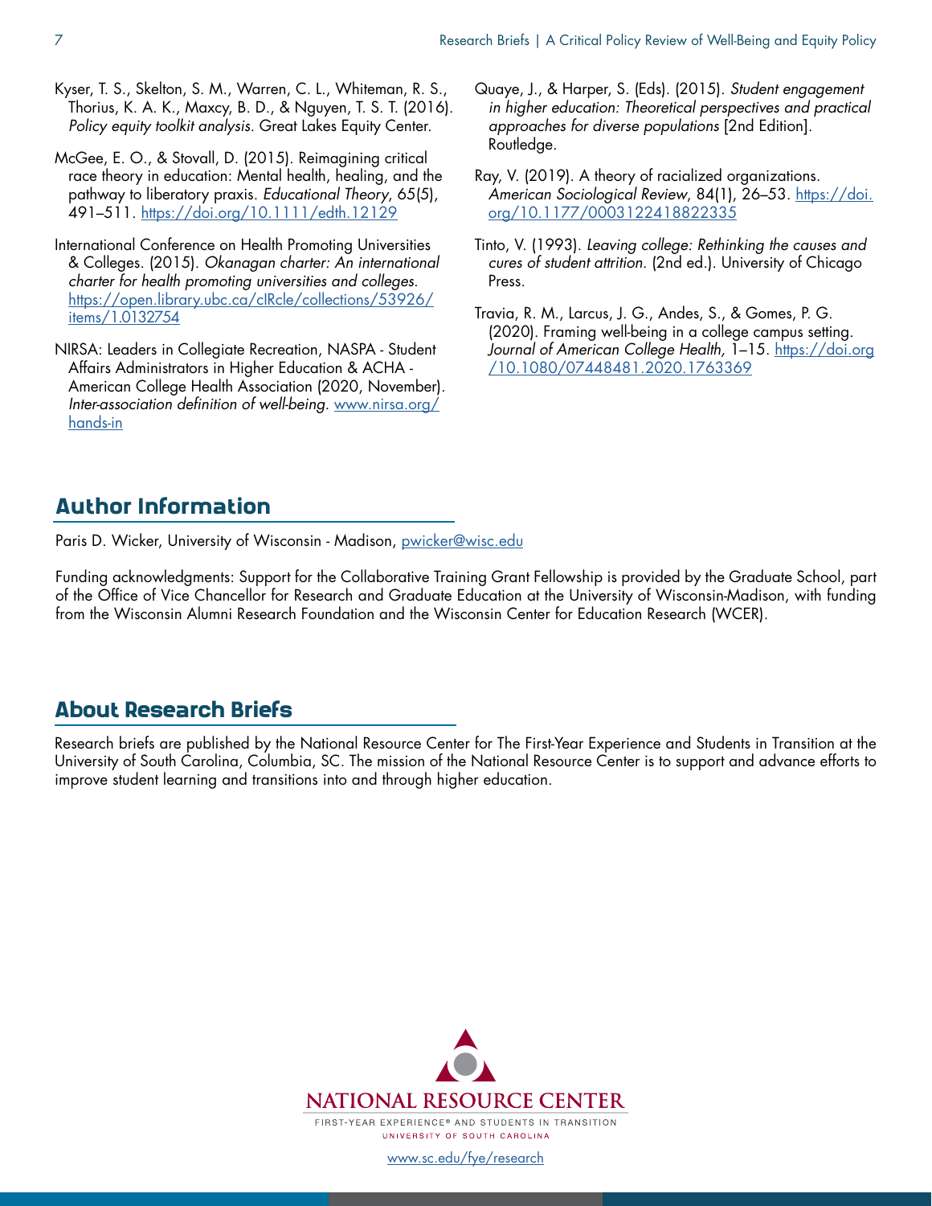Kyser, T. S., Skelton, S. M., Warren, C. L., Whiteman, R. S., Thorius, K. A. K., Maxcy, B. D., & Nguyen, T. S. T. (2016). *Policy equity toolkit analysis.* Great Lakes Equity Center.

McGee, E. O., & Stovall, D. (2015). Reimagining critical race theory in education: Mental health, healing, and the pathway to liberatory praxis. *Educational Theory*, 65(5), 491–511. https://doi.org/10.1111/edth.12129

International Conference on Health Promoting Universities & Colleges. (2015). *Okanagan charter: An international charter for health promoting universities and colleges.* https://open.library.ubc.ca/cIRcle/collections/53926/items/1.0132754

NIRSA: Leaders in Collegiate Recreation, NASPA - Student Affairs Administrators in Higher Education & ACHA - American College Health Association (2020, November). *Inter-association definition of well-being.* www.nirsa.org/hands-in

Quaye, J., & Harper, S. (Eds). (2015). *Student engagement in higher education: Theoretical perspectives and practical approaches for diverse populations* [2nd Edition]. Routledge.

Ray, V. (2019). A theory of racialized organizations. *American Sociological Review*, 84(1), 26–53. https://doi.org/10.1177/0003122418822335

Tinto, V. (1993). *Leaving college: Rethinking the causes and cures of student attrition.* (2nd ed.). University of Chicago Press.

Travia, R. M., Larcus, J. G., Andes, S., & Gomes, P. G. (2020). Framing well-being in a college campus setting. *Journal of American College Health,* 1–15. https://doi.org/10.1080/07448481.2020.1763369

## Author Information

Paris D. Wicker, University of Wisconsin - Madison, pwicker@wisc.edu

Funding acknowledgments: Support for the Collaborative Training Grant Fellowship is provided by the Graduate School, part of the Office of Vice Chancellor for Research and Graduate Education at the University of Wisconsin-Madison, with funding from the Wisconsin Alumni Research Foundation and the Wisconsin Center for Education Research (WCER).

## About Research Briefs

Research briefs are published by the National Resource Center for The First-Year Experience and Students in Transition at the University of South Carolina, Columbia, SC. The mission of the National Resource Center is to support and advance efforts to improve student learning and transitions into and through higher education.

NATIONAL RESOURCE CENTER

FIRST-YEAR EXPERIENCE® AND STUDENTS IN TRANSITION

UNIVERSITY OF SOUTH CAROLINA

www.sc.edu/fye/research